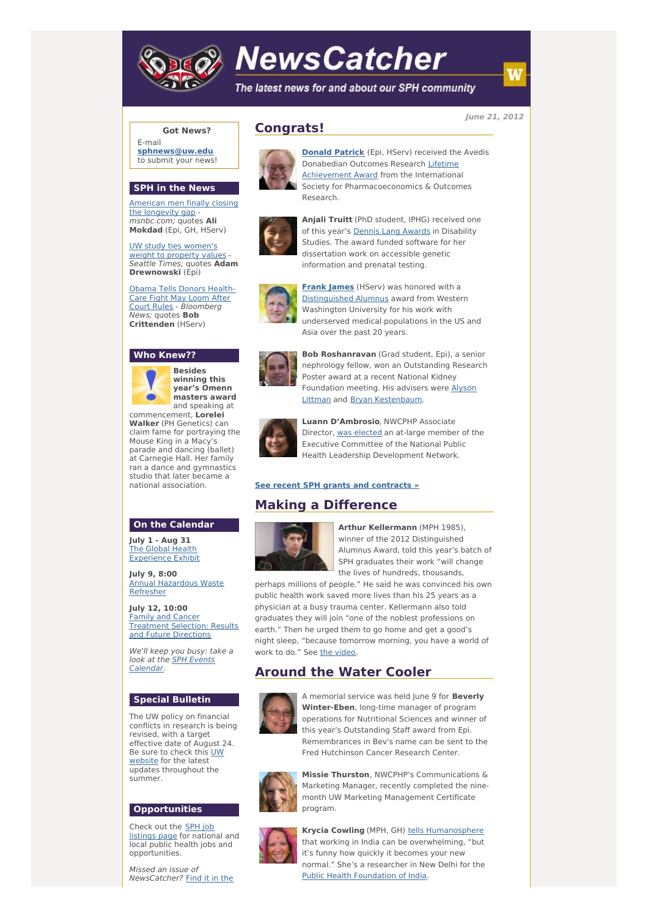# NewsCatcher

*The latest news for and about our SPH community*

**June 21, 2012**

**Got News?**

E-mail
**sphnews@uw.edu**
to submit your news!

## SPH in the News

American men finally closing the longevity gap - *msnbc.com;* quotes **Ali Mokdad** (Epi, GH, HServ)

UW study ties women's weight to property values - *Seattle Times;* quotes **Adam Drewnowski** (Epi)

Obama Tells Donors Health-Care Fight May Loom After Court Rules - *Bloomberg News;* quotes **Bob Crittenden** (HServ)

## Who Knew??

**Besides winning this year's Omenn masters award** and speaking at commencement, **Lorelei Walker** (PH Genetics) can claim fame for portraying the Mouse King in a Macy's parade and dancing (ballet) at Carnegie Hall. Her family ran a dance and gymnastics studio that later became a national association.

## On the Calendar

**July 1 - Aug 31**
The Global Health Experience Exhibit

**July 9, 8:00**
Annual Hazardous Waste Refresher

**July 12, 10:00**
Family and Cancer Treatment Selection: Results and Future Directions

*We'll keep you busy: take a look at the SPH Events Calendar.*

## Special Bulletin

The UW policy on financial conflicts in research is being revised, with a target effective date of August 24. Be sure to check this UW website for the latest updates throughout the summer.

## Opportunities

Check out the SPH job listings page for national and local public health jobs and opportunities.

*Missed an issue of NewsCatcher?* Find it in the

## Congrats!

**Donald Patrick** (Epi, HServ) received the Avedis Donabedian Outcomes Research Lifetime Achievement Award from the International Society for Pharmacoeconomics & Outcomes Research.

**Anjali Truitt** (PhD student, IPHG) received one of this year's Dennis Lang Awards in Disability Studies. The award funded software for her dissertation work on accessible genetic information and prenatal testing.

**Frank James** (HServ) was honored with a Distinguished Alumnus award from Western Washington University for his work with underserved medical populations in the US and Asia over the past 20 years.

**Bob Roshanravan** (Grad student, Epi), a senior nephrology fellow, won an Outstanding Research Poster award at a recent National Kidney Foundation meeting. His advisers were Alyson Littman and Bryan Kestenbaum.

**Luann D'Ambrosio**, NWCPHP Associate Director, was elected an at-large member of the Executive Committee of the National Public Health Leadership Development Network.

**See recent SPH grants and contracts »**

## Making a Difference

**Arthur Kellermann** (MPH 1985), winner of the 2012 Distinguished Alumnus Award, told this year's batch of SPH graduates their work "will change the lives of hundreds, thousands, perhaps millions of people." He said he was convinced his own public health work saved more lives than his 25 years as a physician at a busy trauma center. Kellermann also told graduates they will join "one of the noblest professions on earth." Then he urged them to go home and get a good's night sleep, "because tomorrow morning, you have a world of work to do." See the video.

## Around the Water Cooler

A memorial service was held June 9 for **Beverly Winter-Eben**, long-time manager of program operations for Nutritional Sciences and winner of this year's Outstanding Staff award from Epi. Remembrances in Bev's name can be sent to the Fred Hutchinson Cancer Research Center.

**Missie Thurston**, NWCPHP's Communications & Marketing Manager, recently completed the nine-month UW Marketing Management Certificate program.

**Krycia Cowling** (MPH, GH) tells Humanosphere that working in India can be overwhelming, "but it's funny how quickly it becomes your new normal." She's a researcher in New Delhi for the Public Health Foundation of India.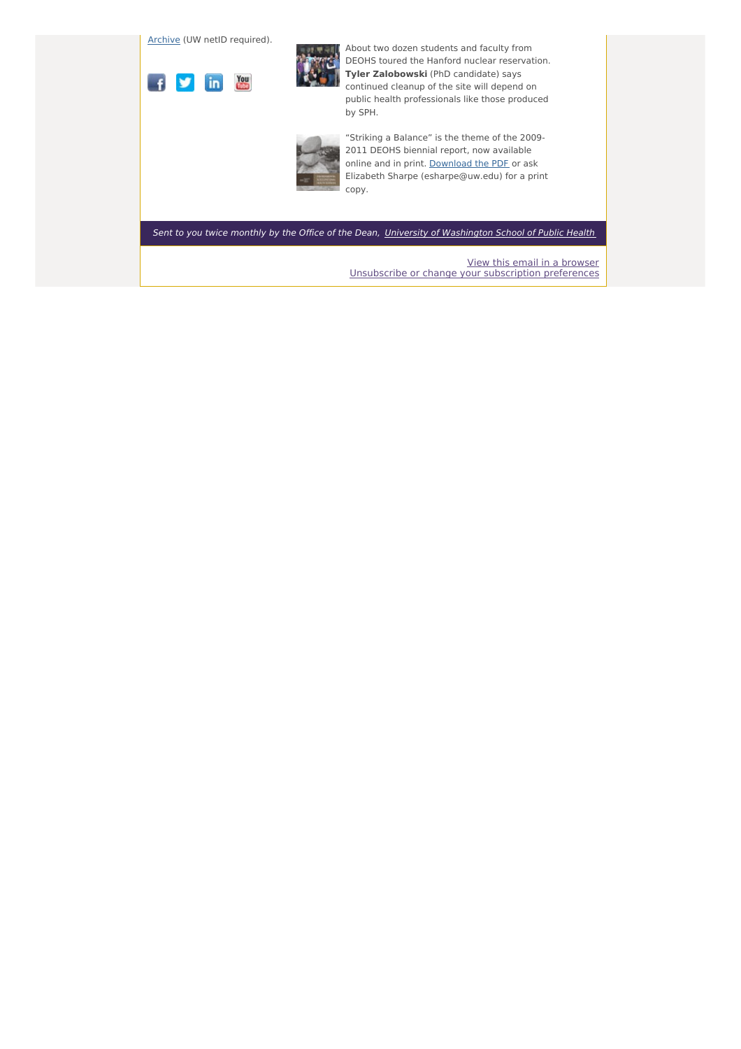Archive (UW netID required).

About two dozen students and faculty from DEOHS toured the Hanford nuclear reservation. **Tyler Zalobowski** (PhD candidate) says continued cleanup of the site will depend on public health professionals like those produced by SPH.

"Striking a Balance" is the theme of the 2009-2011 DEOHS biennial report, now available online and in print. Download the PDF or ask Elizabeth Sharpe (esharpe@uw.edu) for a print copy.

*Sent to you twice monthly by the Office of the Dean, University of Washington School of Public Health*

View this email in a browser
Unsubscribe or change your subscription preferences